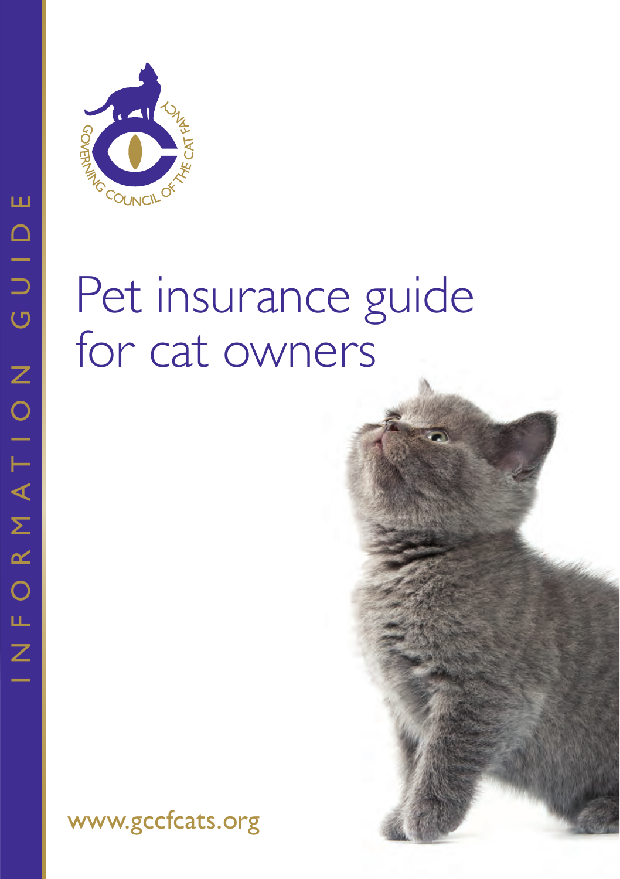INFORMATION GUIDE

GOVERNING COUNCIL OF THE CAT FANCY

# Pet insurance guide for cat owners

www.gccfcats.org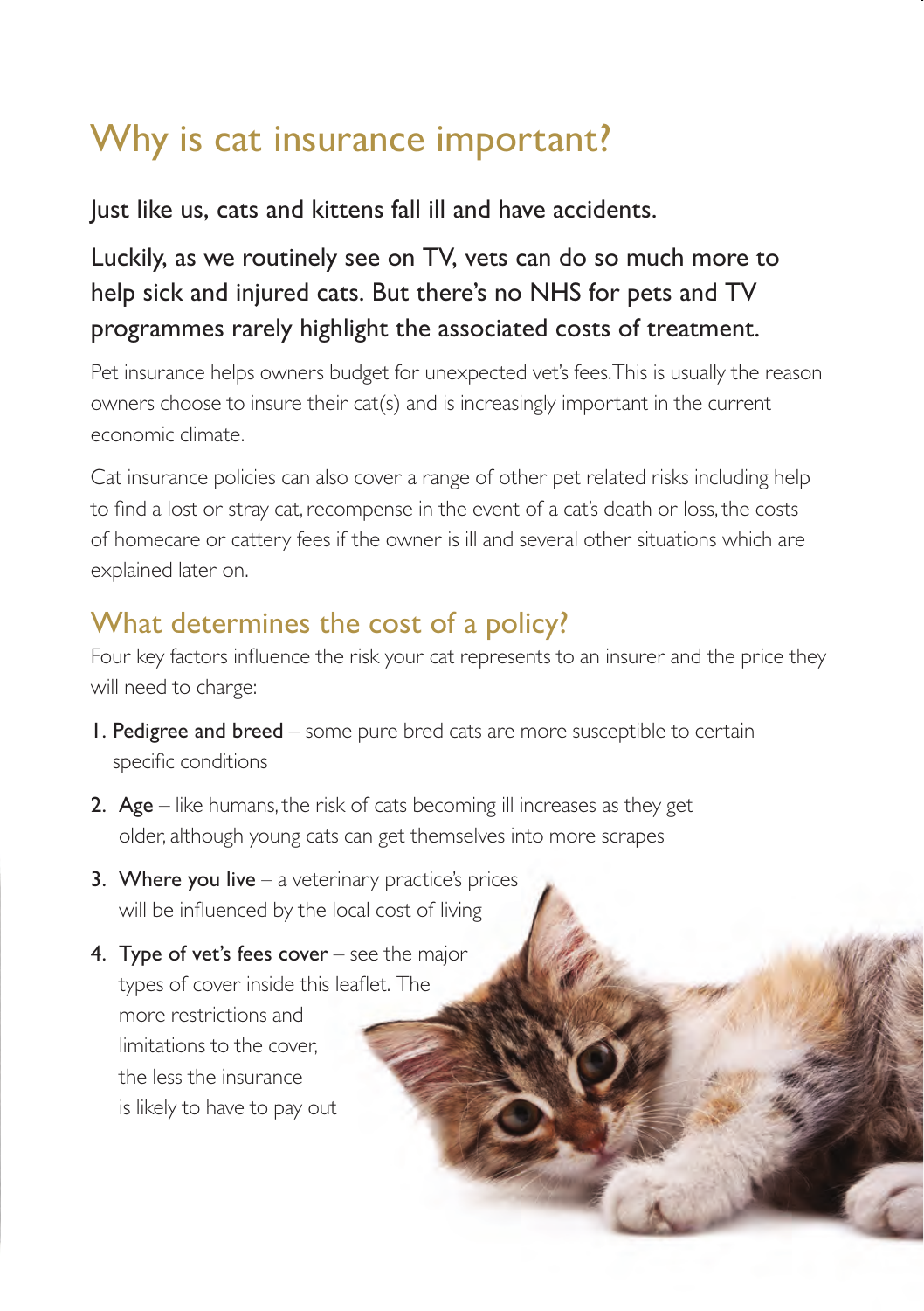# Why is cat insurance important?

Just like us, cats and kittens fall ill and have accidents.

Luckily, as we routinely see on TV, vets can do so much more to help sick and injured cats. But there's no NHS for pets and TV programmes rarely highlight the associated costs of treatment.

Pet insurance helps owners budget for unexpected vet's fees. This is usually the reason owners choose to insure their cat(s) and is increasingly important in the current economic climate.

Cat insurance policies can also cover a range of other pet related risks including help to find a lost or stray cat, recompense in the event of a cat's death or loss, the costs of homecare or cattery fees if the owner is ill and several other situations which are explained later on.

## What determines the cost of a policy?

Four key factors influence the risk your cat represents to an insurer and the price they will need to charge:

1. **Pedigree and breed** – some pure bred cats are more susceptible to certain specific conditions
2. **Age** – like humans, the risk of cats becoming ill increases as they get older, although young cats can get themselves into more scrapes
3. **Where you live** – a veterinary practice's prices will be influenced by the local cost of living
4. **Type of vet's fees cover** – see the major types of cover inside this leaflet. The more restrictions and limitations to the cover, the less the insurance is likely to have to pay out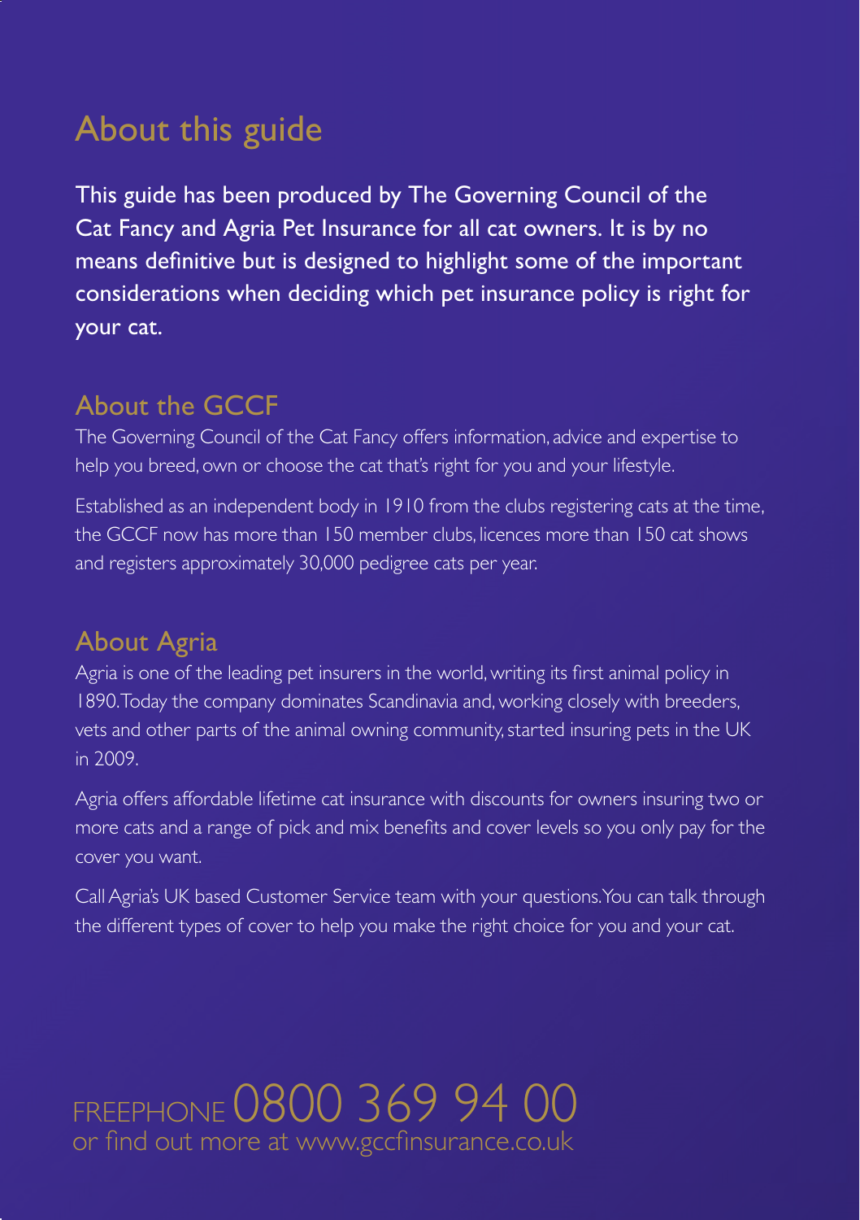# About this guide

This guide has been produced by The Governing Council of the Cat Fancy and Agria Pet Insurance for all cat owners. It is by no means definitive but is designed to highlight some of the important considerations when deciding which pet insurance policy is right for your cat.

## About the GCCF

The Governing Council of the Cat Fancy offers information, advice and expertise to help you breed, own or choose the cat that's right for you and your lifestyle.

Established as an independent body in 1910 from the clubs registering cats at the time, the GCCF now has more than 150 member clubs, licences more than 150 cat shows and registers approximately 30,000 pedigree cats per year.

## About Agria

Agria is one of the leading pet insurers in the world, writing its first animal policy in 1890. Today the company dominates Scandinavia and, working closely with breeders, vets and other parts of the animal owning community, started insuring pets in the UK in 2009.

Agria offers affordable lifetime cat insurance with discounts for owners insuring two or more cats and a range of pick and mix benefits and cover levels so you only pay for the cover you want.

Call Agria's UK based Customer Service team with your questions. You can talk through the different types of cover to help you make the right choice for you and your cat.

FREEPHONE 0800 369 94 00
or find out more at www.gccfinsurance.co.uk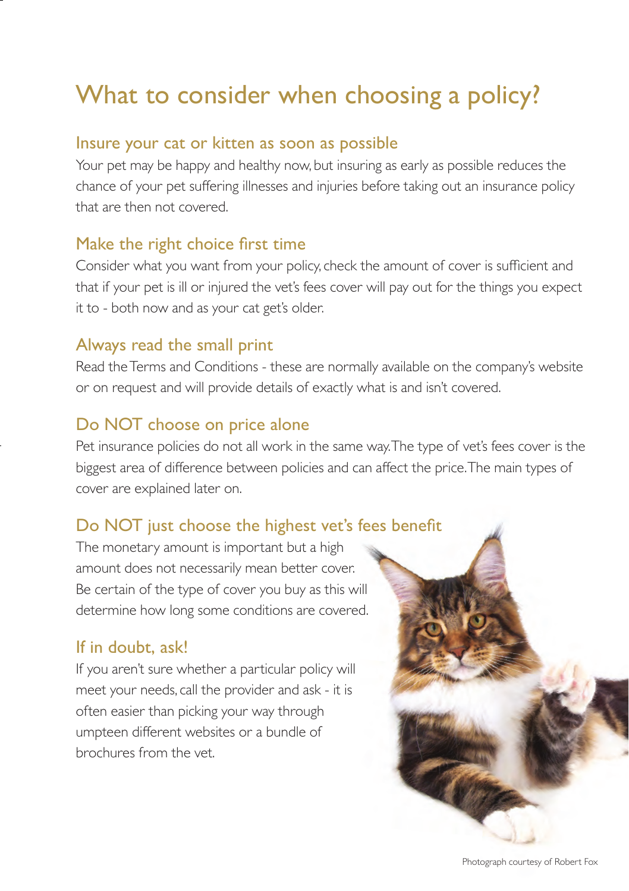# What to consider when choosing a policy?

## Insure your cat or kitten as soon as possible

Your pet may be happy and healthy now, but insuring as early as possible reduces the chance of your pet suffering illnesses and injuries before taking out an insurance policy that are then not covered.

## Make the right choice first time

Consider what you want from your policy, check the amount of cover is sufficient and that if your pet is ill or injured the vet's fees cover will pay out for the things you expect it to - both now and as your cat get's older.

## Always read the small print

Read the Terms and Conditions - these are normally available on the company's website or on request and will provide details of exactly what is and isn't covered.

## Do NOT choose on price alone

Pet insurance policies do not all work in the same way. The type of vet's fees cover is the biggest area of difference between policies and can affect the price. The main types of cover are explained later on.

## Do NOT just choose the highest vet's fees benefit

The monetary amount is important but a high amount does not necessarily mean better cover. Be certain of the type of cover you buy as this will determine how long some conditions are covered.

## If in doubt, ask!

If you aren't sure whether a particular policy will meet your needs, call the provider and ask - it is often easier than picking your way through umpteen different websites or a bundle of brochures from the vet.

Photograph courtesy of Robert Fox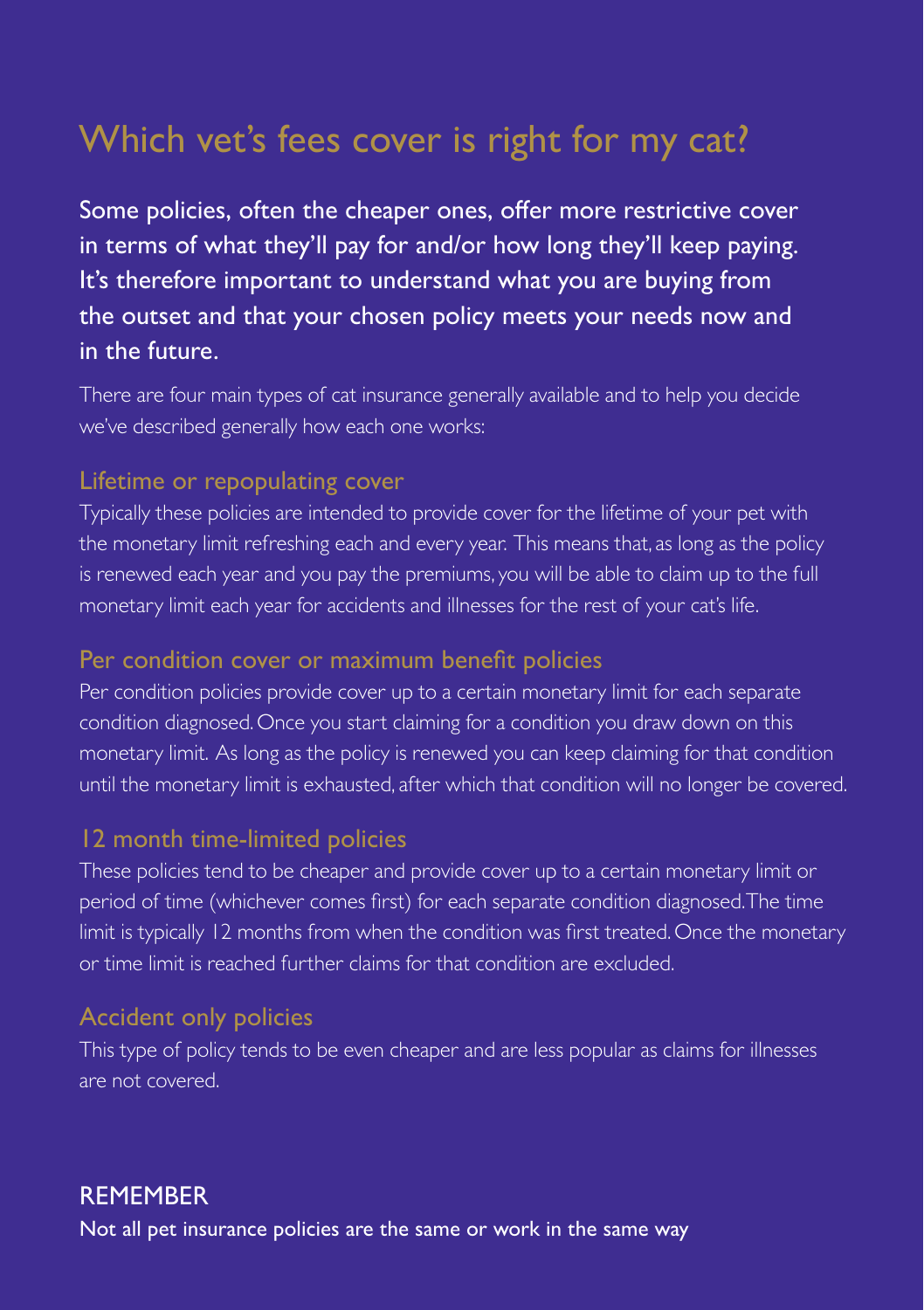# Which vet's fees cover is right for my cat?

Some policies, often the cheaper ones, offer more restrictive cover in terms of what they'll pay for and/or how long they'll keep paying. It's therefore important to understand what you are buying from the outset and that your chosen policy meets your needs now and in the future.

There are four main types of cat insurance generally available and to help you decide we've described generally how each one works:

## Lifetime or repopulating cover

Typically these policies are intended to provide cover for the lifetime of your pet with the monetary limit refreshing each and every year. This means that, as long as the policy is renewed each year and you pay the premiums, you will be able to claim up to the full monetary limit each year for accidents and illnesses for the rest of your cat's life.

## Per condition cover or maximum benefit policies

Per condition policies provide cover up to a certain monetary limit for each separate condition diagnosed. Once you start claiming for a condition you draw down on this monetary limit. As long as the policy is renewed you can keep claiming for that condition until the monetary limit is exhausted, after which that condition will no longer be covered.

## 12 month time-limited policies

These policies tend to be cheaper and provide cover up to a certain monetary limit or period of time (whichever comes first) for each separate condition diagnosed. The time limit is typically 12 months from when the condition was first treated. Once the monetary or time limit is reached further claims for that condition are excluded.

## Accident only policies

This type of policy tends to be even cheaper and are less popular as claims for illnesses are not covered.

### REMEMBER

Not all pet insurance policies are the same or work in the same way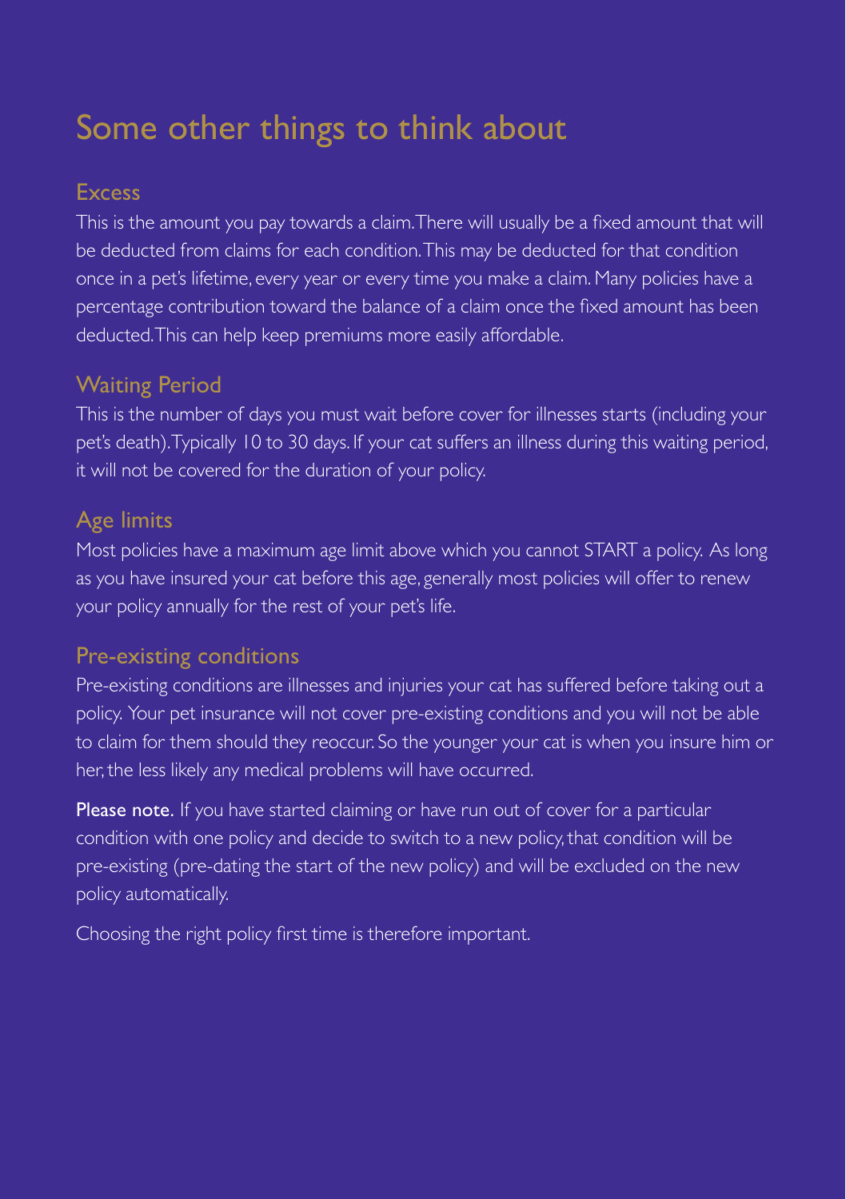# Some other things to think about

## Excess

This is the amount you pay towards a claim. There will usually be a fixed amount that will be deducted from claims for each condition. This may be deducted for that condition once in a pet's lifetime, every year or every time you make a claim. Many policies have a percentage contribution toward the balance of a claim once the fixed amount has been deducted. This can help keep premiums more easily affordable.

## Waiting Period

This is the number of days you must wait before cover for illnesses starts (including your pet's death). Typically 10 to 30 days. If your cat suffers an illness during this waiting period, it will not be covered for the duration of your policy.

## Age limits

Most policies have a maximum age limit above which you cannot START a policy. As long as you have insured your cat before this age, generally most policies will offer to renew your policy annually for the rest of your pet's life.

## Pre-existing conditions

Pre-existing conditions are illnesses and injuries your cat has suffered before taking out a policy. Your pet insurance will not cover pre-existing conditions and you will not be able to claim for them should they reoccur. So the younger your cat is when you insure him or her, the less likely any medical problems will have occurred.

**Please note.** If you have started claiming or have run out of cover for a particular condition with one policy and decide to switch to a new policy, that condition will be pre-existing (pre-dating the start of the new policy) and will be excluded on the new policy automatically.

Choosing the right policy first time is therefore important.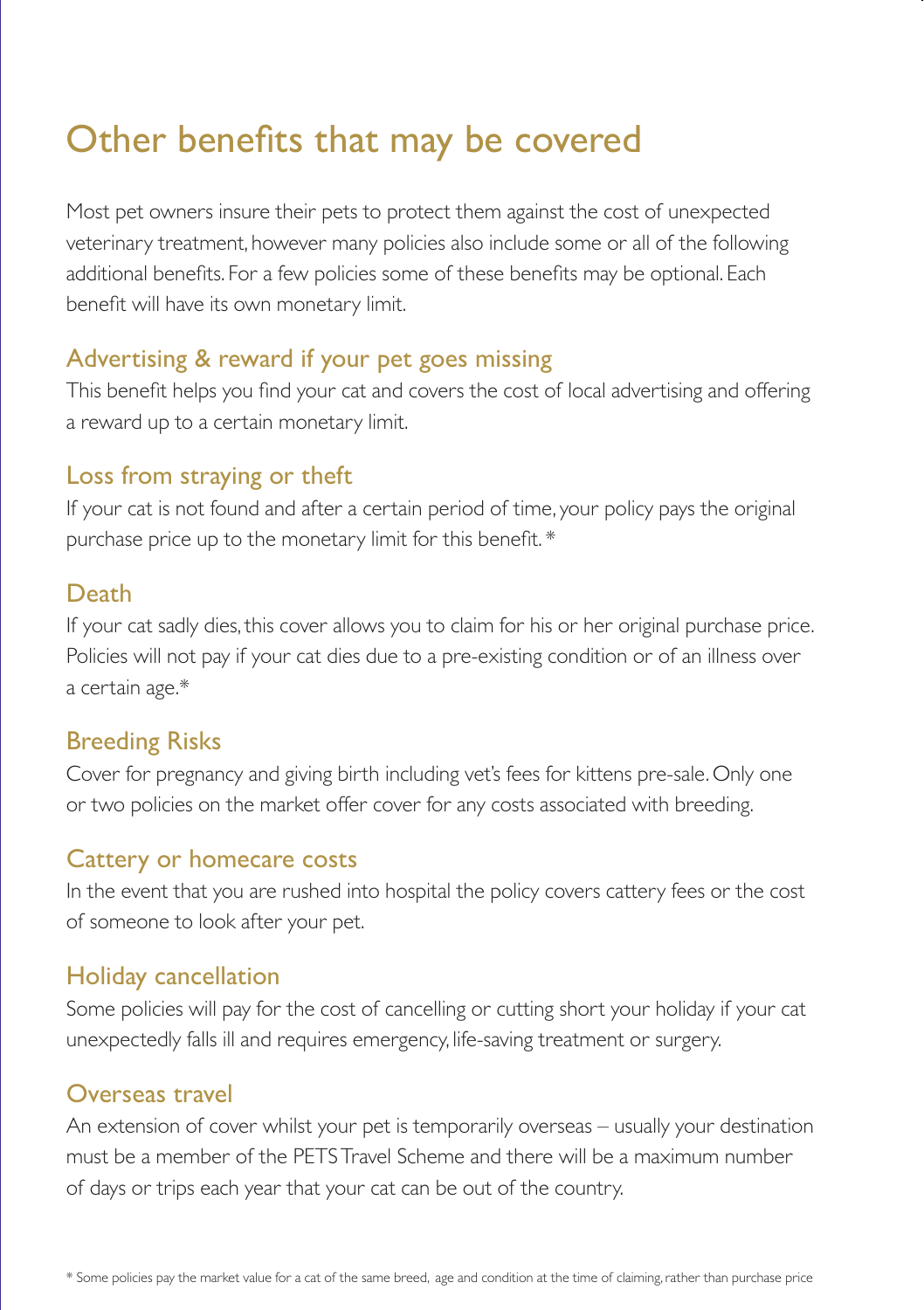# Other benefits that may be covered

Most pet owners insure their pets to protect them against the cost of unexpected veterinary treatment, however many policies also include some or all of the following additional benefits. For a few policies some of these benefits may be optional. Each benefit will have its own monetary limit.

## Advertising & reward if your pet goes missing

This benefit helps you find your cat and covers the cost of local advertising and offering a reward up to a certain monetary limit.

## Loss from straying or theft

If your cat is not found and after a certain period of time, your policy pays the original purchase price up to the monetary limit for this benefit.*

## Death

If your cat sadly dies, this cover allows you to claim for his or her original purchase price. Policies will not pay if your cat dies due to a pre-existing condition or of an illness over a certain age.*

## Breeding Risks

Cover for pregnancy and giving birth including vet's fees for kittens pre-sale. Only one or two policies on the market offer cover for any costs associated with breeding.

## Cattery or homecare costs

In the event that you are rushed into hospital the policy covers cattery fees or the cost of someone to look after your pet.

## Holiday cancellation

Some policies will pay for the cost of cancelling or cutting short your holiday if your cat unexpectedly falls ill and requires emergency, life-saving treatment or surgery.

## Overseas travel

An extension of cover whilst your pet is temporarily overseas – usually your destination must be a member of the PETS Travel Scheme and there will be a maximum number of days or trips each year that your cat can be out of the country.

* Some policies pay the market value for a cat of the same breed, age and condition at the time of claiming, rather than purchase price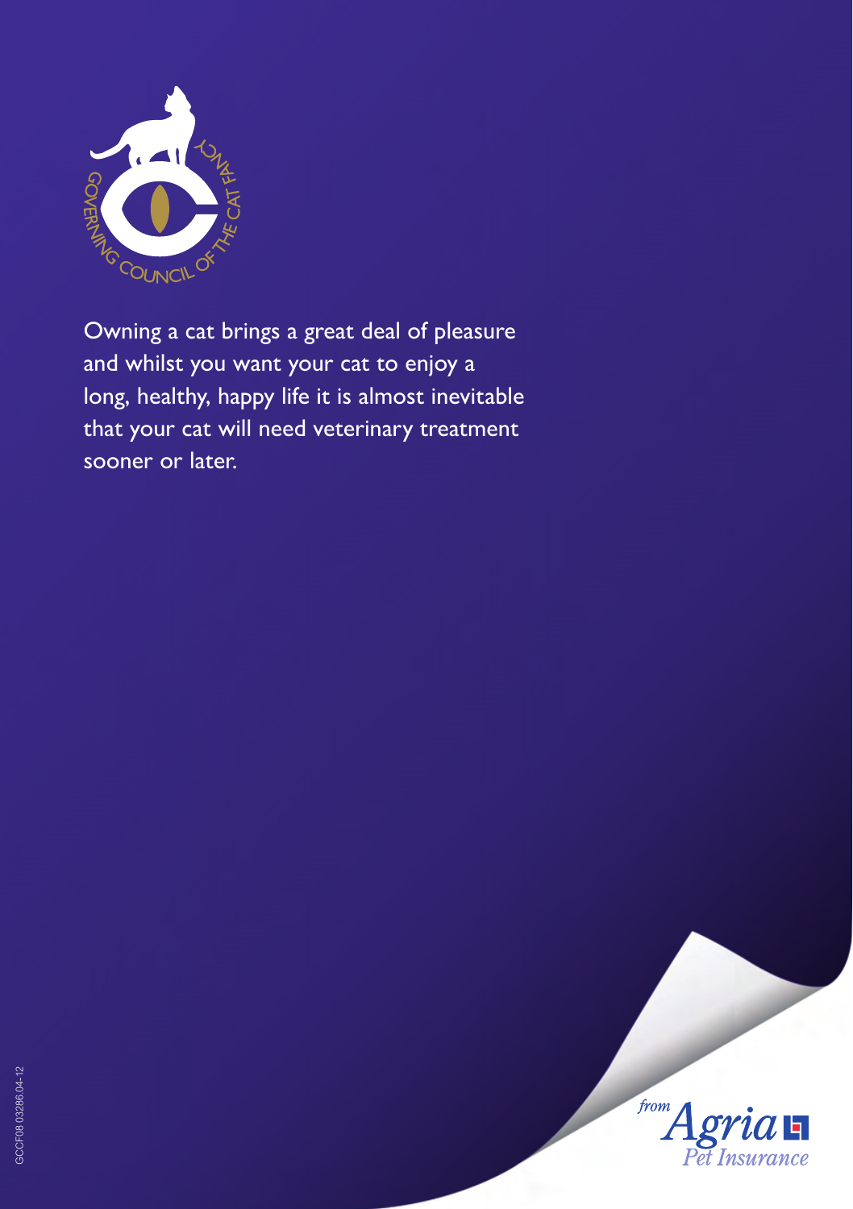GOVERNING COUNCIL OF THE CAT FANCY

Owning a cat brings a great deal of pleasure and whilst you want your cat to enjoy a long, healthy, happy life it is almost inevitable that your cat will need veterinary treatment sooner or later.

from Agria Pet Insurance

GCCF08 03286.04-12